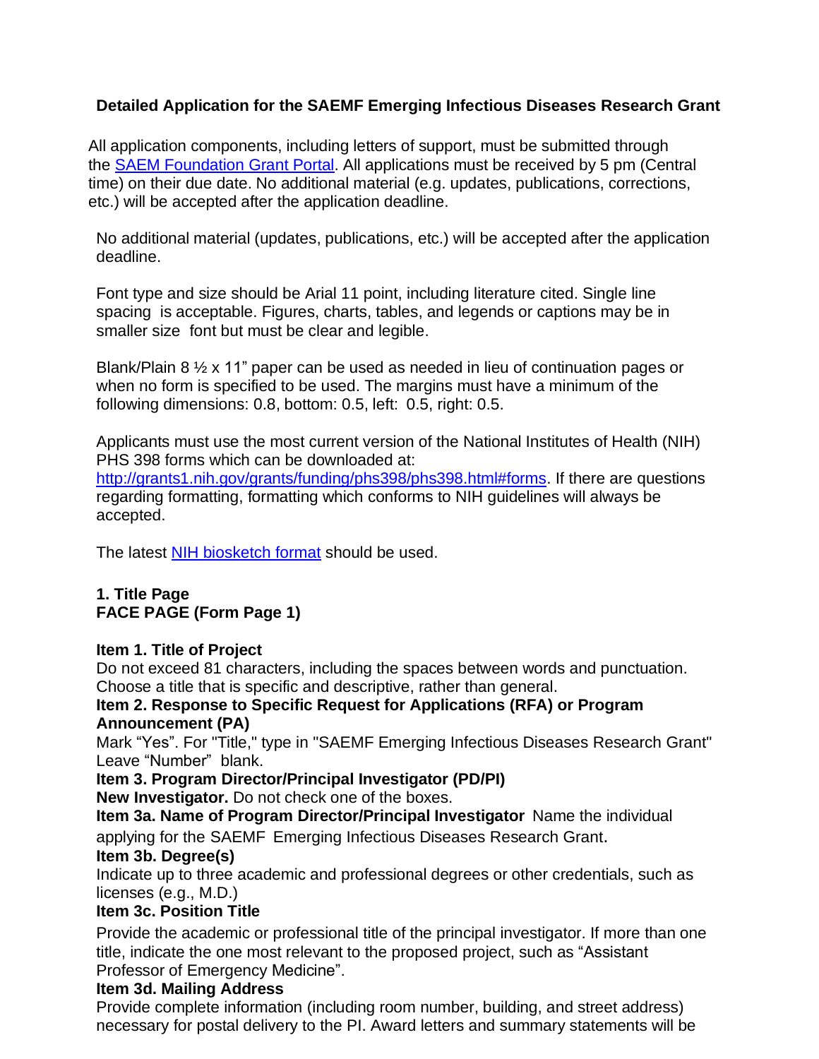**Detailed Application for the SAEMF Emerging Infectious Diseases Research Grant**

All application components, including letters of support, must be submitted through the [SAEM Foundation Grant Portal](). All applications must be received by 5 pm (Central time) on their due date. No additional material (e.g. updates, publications, corrections, etc.) will be accepted after the application deadline.

No additional material (updates, publications, etc.) will be accepted after the application deadline.

Font type and size should be Arial 11 point, including literature cited. Single line spacing is acceptable. Figures, charts, tables, and legends or captions may be in smaller size font but must be clear and legible.

Blank/Plain 8 ½ x 11" paper can be used as needed in lieu of continuation pages or when no form is specified to be used. The margins must have a minimum of the following dimensions: 0.8, bottom: 0.5, left: 0.5, right: 0.5.

Applicants must use the most current version of the National Institutes of Health (NIH) PHS 398 forms which can be downloaded at: http://grants1.nih.gov/grants/funding/phs398/phs398.html#forms. If there are questions regarding formatting, formatting which conforms to NIH guidelines will always be accepted.

The latest [NIH biosketch format]() should be used.

**1. Title Page**
**FACE PAGE (Form Page 1)**

**Item 1. Title of Project**
Do not exceed 81 characters, including the spaces between words and punctuation. Choose a title that is specific and descriptive, rather than general.

**Item 2. Response to Specific Request for Applications (RFA) or Program Announcement (PA)**
Mark "Yes". For "Title," type in "SAEMF Emerging Infectious Diseases Research Grant" Leave "Number" blank.

**Item 3. Program Director/Principal Investigator (PD/PI)**
**New Investigator.** Do not check one of the boxes.

**Item 3a. Name of Program Director/Principal Investigator** Name the individual applying for the SAEMF Emerging Infectious Diseases Research Grant.

**Item 3b. Degree(s)**
Indicate up to three academic and professional degrees or other credentials, such as licenses (e.g., M.D.)

**Item 3c. Position Title**
Provide the academic or professional title of the principal investigator. If more than one title, indicate the one most relevant to the proposed project, such as "Assistant Professor of Emergency Medicine".

**Item 3d. Mailing Address**
Provide complete information (including room number, building, and street address) necessary for postal delivery to the PI. Award letters and summary statements will be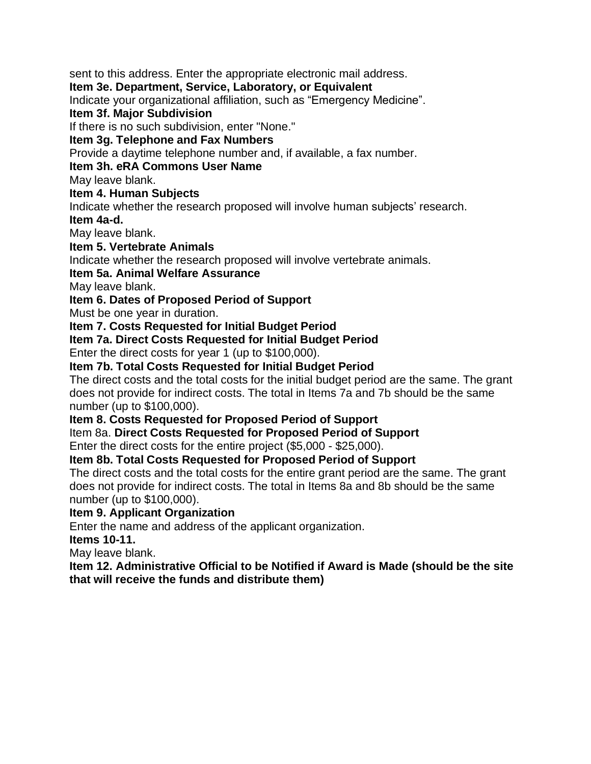sent to this address. Enter the appropriate electronic mail address.

**Item 3e. Department, Service, Laboratory, or Equivalent**

Indicate your organizational affiliation, such as “Emergency Medicine”.

**Item 3f. Major Subdivision**

If there is no such subdivision, enter "None."

**Item 3g. Telephone and Fax Numbers**

Provide a daytime telephone number and, if available, a fax number.

**Item 3h. eRA Commons User Name**

May leave blank.

**Item 4. Human Subjects**

Indicate whether the research proposed will involve human subjects’ research.

**Item 4a-d.**

May leave blank.

**Item 5. Vertebrate Animals**

Indicate whether the research proposed will involve vertebrate animals.

**Item 5a. Animal Welfare Assurance**

May leave blank.

**Item 6. Dates of Proposed Period of Support**

Must be one year in duration.

**Item 7. Costs Requested for Initial Budget Period**

**Item 7a. Direct Costs Requested for Initial Budget Period**

Enter the direct costs for year 1 (up to $100,000).

**Item 7b. Total Costs Requested for Initial Budget Period**

The direct costs and the total costs for the initial budget period are the same. The grant does not provide for indirect costs. The total in Items 7a and 7b should be the same number (up to $100,000).

**Item 8. Costs Requested for Proposed Period of Support**

Item 8a. **Direct Costs Requested for Proposed Period of Support**

Enter the direct costs for the entire project ($5,000 - $25,000).

**Item 8b. Total Costs Requested for Proposed Period of Support**

The direct costs and the total costs for the entire grant period are the same. The grant does not provide for indirect costs. The total in Items 8a and 8b should be the same number (up to $100,000).

**Item 9. Applicant Organization**

Enter the name and address of the applicant organization.

**Items 10-11.**

May leave blank.

**Item 12. Administrative Official to be Notified if Award is Made (should be the site that will receive the funds and distribute them)**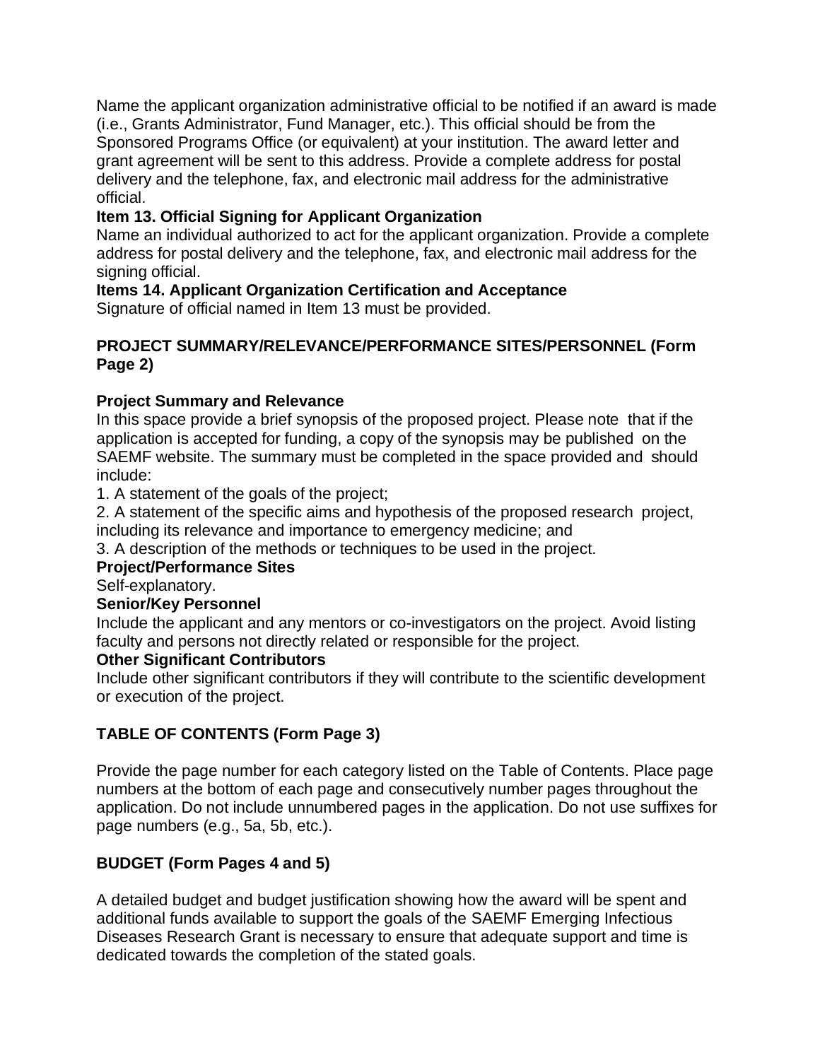Name the applicant organization administrative official to be notified if an award is made (i.e., Grants Administrator, Fund Manager, etc.). This official should be from the Sponsored Programs Office (or equivalent) at your institution. The award letter and grant agreement will be sent to this address. Provide a complete address for postal delivery and the telephone, fax, and electronic mail address for the administrative official.

**Item 13. Official Signing for Applicant Organization**

Name an individual authorized to act for the applicant organization. Provide a complete address for postal delivery and the telephone, fax, and electronic mail address for the signing official.

**Items 14. Applicant Organization Certification and Acceptance**

Signature of official named in Item 13 must be provided.

## PROJECT SUMMARY/RELEVANCE/PERFORMANCE SITES/PERSONNEL (Form Page 2)

**Project Summary and Relevance**

In this space provide a brief synopsis of the proposed project. Please note that if the application is accepted for funding, a copy of the synopsis may be published on the SAEMF website. The summary must be completed in the space provided and should include:

1. A statement of the goals of the project;
2. A statement of the specific aims and hypothesis of the proposed research project, including its relevance and importance to emergency medicine; and
3. A description of the methods or techniques to be used in the project.

**Project/Performance Sites**

Self-explanatory.

**Senior/Key Personnel**

Include the applicant and any mentors or co-investigators on the project. Avoid listing faculty and persons not directly related or responsible for the project.

**Other Significant Contributors**

Include other significant contributors if they will contribute to the scientific development or execution of the project.

## TABLE OF CONTENTS (Form Page 3)

Provide the page number for each category listed on the Table of Contents. Place page numbers at the bottom of each page and consecutively number pages throughout the application. Do not include unnumbered pages in the application. Do not use suffixes for page numbers (e.g., 5a, 5b, etc.).

## BUDGET (Form Pages 4 and 5)

A detailed budget and budget justification showing how the award will be spent and additional funds available to support the goals of the SAEMF Emerging Infectious Diseases Research Grant is necessary to ensure that adequate support and time is dedicated towards the completion of the stated goals.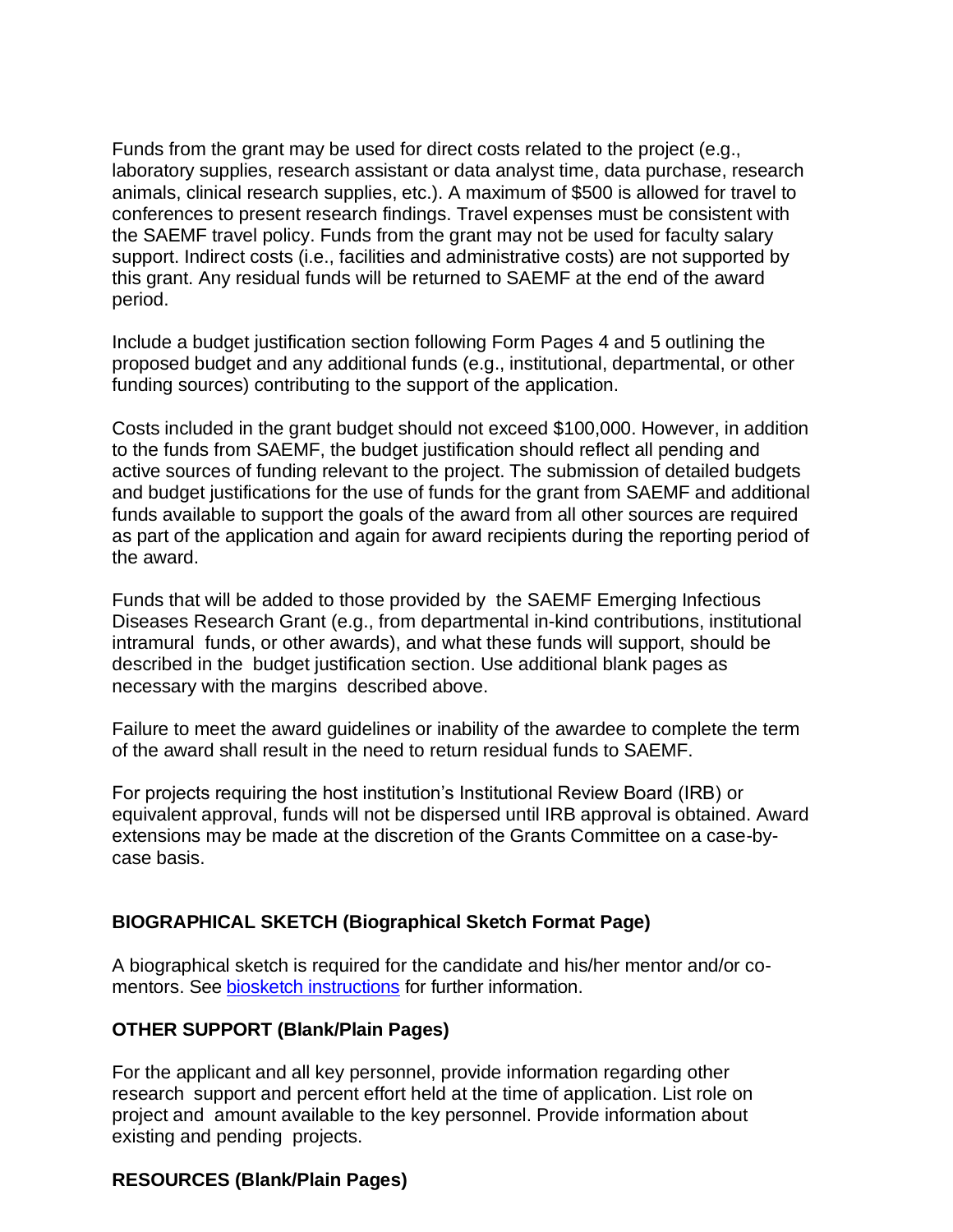Funds from the grant may be used for direct costs related to the project (e.g., laboratory supplies, research assistant or data analyst time, data purchase, research animals, clinical research supplies, etc.). A maximum of $500 is allowed for travel to conferences to present research findings. Travel expenses must be consistent with the SAEMF travel policy. Funds from the grant may not be used for faculty salary support. Indirect costs (i.e., facilities and administrative costs) are not supported by this grant. Any residual funds will be returned to SAEMF at the end of the award period.

Include a budget justification section following Form Pages 4 and 5 outlining the proposed budget and any additional funds (e.g., institutional, departmental, or other funding sources) contributing to the support of the application.

Costs included in the grant budget should not exceed $100,000. However, in addition to the funds from SAEMF, the budget justification should reflect all pending and active sources of funding relevant to the project. The submission of detailed budgets and budget justifications for the use of funds for the grant from SAEMF and additional funds available to support the goals of the award from all other sources are required as part of the application and again for award recipients during the reporting period of the award.

Funds that will be added to those provided by the SAEMF Emerging Infectious Diseases Research Grant (e.g., from departmental in-kind contributions, institutional intramural funds, or other awards), and what these funds will support, should be described in the budget justification section. Use additional blank pages as necessary with the margins described above.

Failure to meet the award guidelines or inability of the awardee to complete the term of the award shall result in the need to return residual funds to SAEMF.

For projects requiring the host institution's Institutional Review Board (IRB) or equivalent approval, funds will not be dispersed until IRB approval is obtained. Award extensions may be made at the discretion of the Grants Committee on a case-by-case basis.

**BIOGRAPHICAL SKETCH (Biographical Sketch Format Page)**

A biographical sketch is required for the candidate and his/her mentor and/or co-mentors. See biosketch instructions for further information.

**OTHER SUPPORT (Blank/Plain Pages)**

For the applicant and all key personnel, provide information regarding other research support and percent effort held at the time of application. List role on project and amount available to the key personnel. Provide information about existing and pending projects.

**RESOURCES (Blank/Plain Pages)**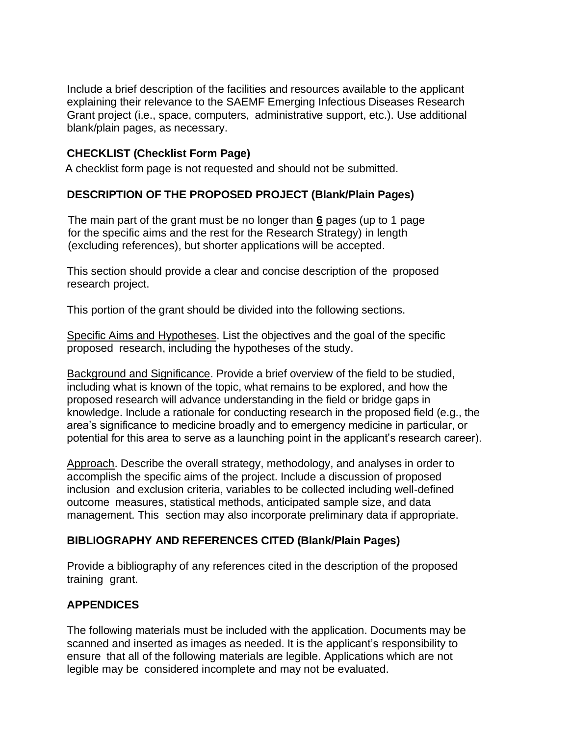Include a brief description of the facilities and resources available to the applicant explaining their relevance to the SAEMF Emerging Infectious Diseases Research Grant project (i.e., space, computers, administrative support, etc.). Use additional blank/plain pages, as necessary.

## CHECKLIST (Checklist Form Page)

A checklist form page is not requested and should not be submitted.

## DESCRIPTION OF THE PROPOSED PROJECT (Blank/Plain Pages)

The main part of the grant must be no longer than **6** pages (up to 1 page for the specific aims and the rest for the Research Strategy) in length (excluding references), but shorter applications will be accepted.

This section should provide a clear and concise description of the proposed research project.

This portion of the grant should be divided into the following sections.

Specific Aims and Hypotheses. List the objectives and the goal of the specific proposed research, including the hypotheses of the study.

Background and Significance. Provide a brief overview of the field to be studied, including what is known of the topic, what remains to be explored, and how the proposed research will advance understanding in the field or bridge gaps in knowledge. Include a rationale for conducting research in the proposed field (e.g., the area's significance to medicine broadly and to emergency medicine in particular, or potential for this area to serve as a launching point in the applicant's research career).

Approach. Describe the overall strategy, methodology, and analyses in order to accomplish the specific aims of the project. Include a discussion of proposed inclusion and exclusion criteria, variables to be collected including well-defined outcome measures, statistical methods, anticipated sample size, and data management. This section may also incorporate preliminary data if appropriate.

## BIBLIOGRAPHY AND REFERENCES CITED (Blank/Plain Pages)

Provide a bibliography of any references cited in the description of the proposed training grant.

## APPENDICES

The following materials must be included with the application. Documents may be scanned and inserted as images as needed. It is the applicant's responsibility to ensure that all of the following materials are legible. Applications which are not legible may be considered incomplete and may not be evaluated.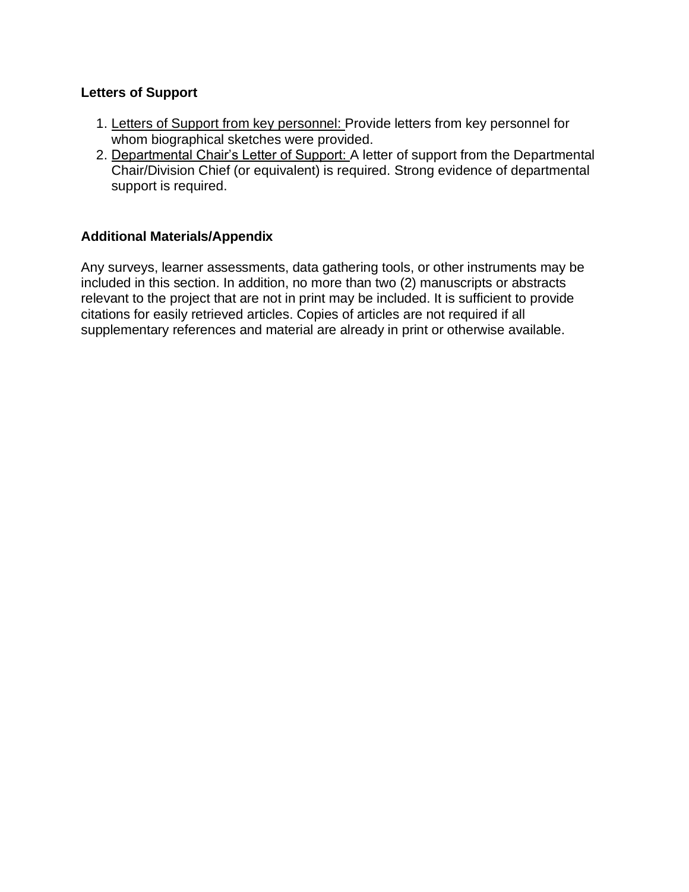**Letters of Support**

1. Letters of Support from key personnel: Provide letters from key personnel for whom biographical sketches were provided.
2. Departmental Chair's Letter of Support: A letter of support from the Departmental Chair/Division Chief (or equivalent) is required. Strong evidence of departmental support is required.

**Additional Materials/Appendix**

Any surveys, learner assessments, data gathering tools, or other instruments may be included in this section. In addition, no more than two (2) manuscripts or abstracts relevant to the project that are not in print may be included. It is sufficient to provide citations for easily retrieved articles. Copies of articles are not required if all supplementary references and material are already in print or otherwise available.